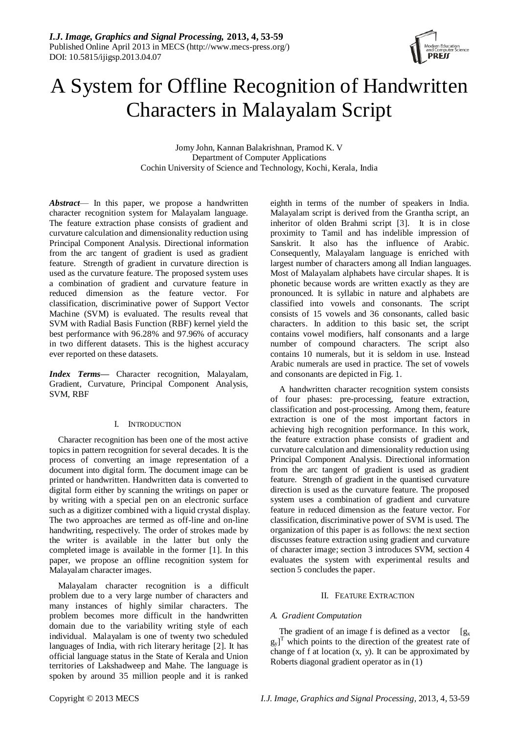# A System for Offline Recognition of Handwritten Characters in Malayalam Script

Jomy John, Kannan Balakrishnan, Pramod K. V
Department of Computer Applications
Cochin University of Science and Technology, Kochi, Kerala, India

***Abstract***— In this paper, we propose a handwritten character recognition system for Malayalam language. The feature extraction phase consists of gradient and curvature calculation and dimensionality reduction using Principal Component Analysis. Directional information from the arc tangent of gradient is used as gradient feature. Strength of gradient in curvature direction is used as the curvature feature. The proposed system uses a combination of gradient and curvature feature in reduced dimension as the feature vector. For classification, discriminative power of Support Vector Machine (SVM) is evaluated. The results reveal that SVM with Radial Basis Function (RBF) kernel yield the best performance with 96.28% and 97.96% of accuracy in two different datasets. This is the highest accuracy ever reported on these datasets.

***Index Terms***— Character recognition, Malayalam, Gradient, Curvature, Principal Component Analysis, SVM, RBF

## I. Introduction

Character recognition has been one of the most active topics in pattern recognition for several decades. It is the process of converting an image representation of a document into digital form. The document image can be printed or handwritten. Handwritten data is converted to digital form either by scanning the writings on paper or by writing with a special pen on an electronic surface such as a digitizer combined with a liquid crystal display. The two approaches are termed as off-line and on-line handwriting, respectively. The order of strokes made by the writer is available in the latter but only the completed image is available in the former [1]. In this paper, we propose an offline recognition system for Malayalam character images.

Malayalam character recognition is a difficult problem due to a very large number of characters and many instances of highly similar characters. The problem becomes more difficult in the handwritten domain due to the variability writing style of each individual. Malayalam is one of twenty two scheduled languages of India, with rich literary heritage [2]. It has official language status in the State of Kerala and Union territories of Lakshadweep and Mahe. The language is spoken by around 35 million people and it is ranked eighth in terms of the number of speakers in India. Malayalam script is derived from the Grantha script, an inheritor of olden Brahmi script [3]. It is in close proximity to Tamil and has indelible impression of Sanskrit. It also has the influence of Arabic. Consequently, Malayalam language is enriched with largest number of characters among all Indian languages. Most of Malayalam alphabets have circular shapes. It is phonetic because words are written exactly as they are pronounced. It is syllabic in nature and alphabets are classified into vowels and consonants. The script consists of 15 vowels and 36 consonants, called basic characters. In addition to this basic set, the script contains vowel modifiers, half consonants and a large number of compound characters. The script also contains 10 numerals, but it is seldom in use. Instead Arabic numerals are used in practice. The set of vowels and consonants are depicted in Fig. 1.

A handwritten character recognition system consists of four phases: pre-processing, feature extraction, classification and post-processing. Among them, feature extraction is one of the most important factors in achieving high recognition performance. In this work, the feature extraction phase consists of gradient and curvature calculation and dimensionality reduction using Principal Component Analysis. Directional information from the arc tangent of gradient is used as gradient feature. Strength of gradient in the quantised curvature direction is used as the curvature feature. The proposed system uses a combination of gradient and curvature feature in reduced dimension as the feature vector. For classification, discriminative power of SVM is used. The organization of this paper is as follows: the next section discusses feature extraction using gradient and curvature of character image; section 3 introduces SVM, section 4 evaluates the system with experimental results and section 5 concludes the paper.

## II. Feature Extraction

### A. Gradient Computation

The gradient of an image f is defined as a vector $[g_x\ g_y]^T$ which points to the direction of the greatest rate of change of f at location (x, y). It can be approximated by Roberts diagonal gradient operator as in (1)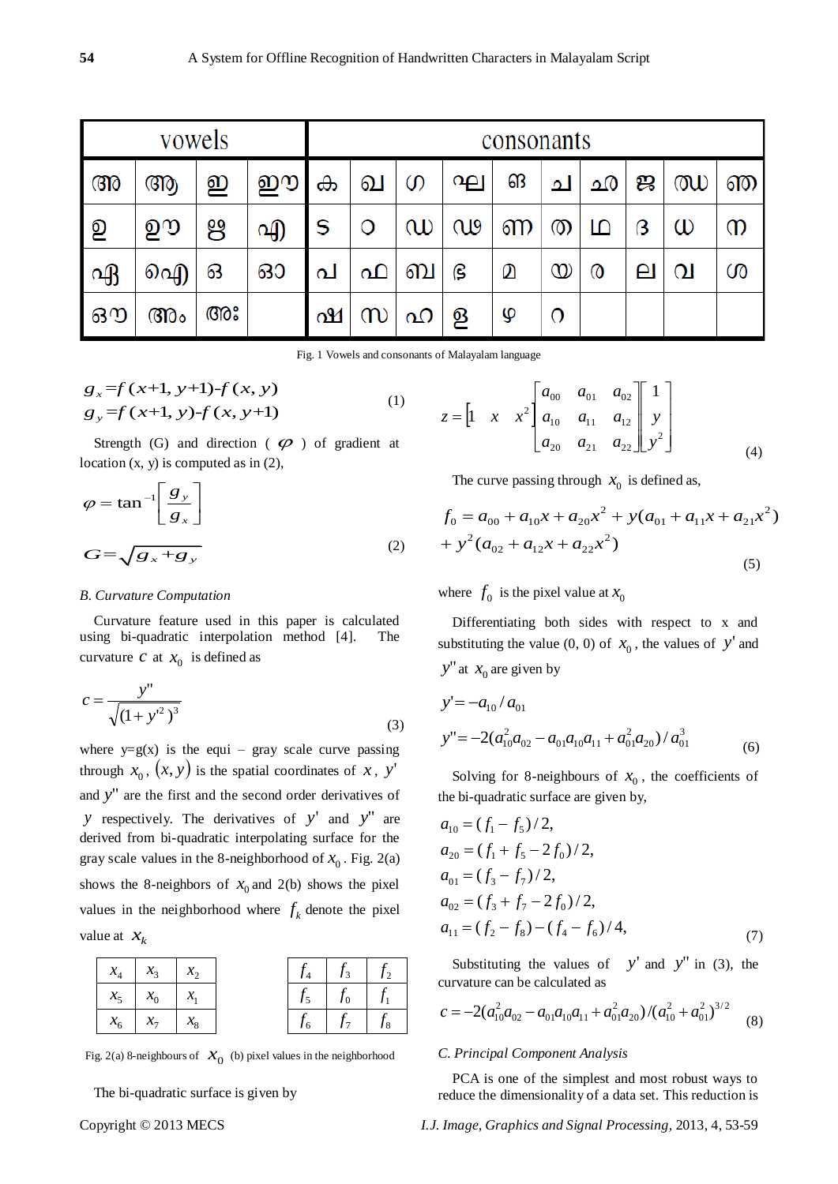| vowels | | | | consonants | | | | | | | | | |
|---|---|---|---|---|---|---|---|---|---|---|---|---|---|
| അ | ആ | ഇ | ഈ | ക | ഖ | ഗ | ഘ | ങ | ച | ഛ | ജ | ഝ | ഞ |
| ഉ | ഊ | ഋ | എ | ട | ഠ | ഡ | ഢ | ണ | ത | ഥ | ദ | ധ | ന |
| ഏ | ഐ | ഒ | ഓ | പ | ഫ | ബ | ഭ | മ | യ | ര | ല | വ | ശ |
| ഔ | അം | അഃ | | ഷ | സ | ഹ | ള | ഴ | റ | | | | |

Fig. 1 Vowels and consonants of Malayalam language

$$g_x = f(x+1, y+1) - f(x, y)$$
$$g_y = f(x+1, y) - f(x, y+1) \quad (1)$$

Strength (G) and direction ( $\varphi$ ) of gradient at location (x, y) is computed as in (2),

$$\varphi = \tan^{-1}\left[\frac{g_y}{g_x}\right]$$

$$G = \sqrt{g_x + g_y} \quad (2)$$

*B. Curvature Computation*

Curvature feature used in this paper is calculated using bi-quadratic interpolation method [4]. The curvature $c$ at $x_0$ is defined as

$$c = \frac{y''}{\sqrt{(1+y'^2)^3}} \quad (3)$$

where y=g(x) is the equi – gray scale curve passing through $x_0$, $(x, y)$ is the spatial coordinates of $x$, $y'$ and $y''$ are the first and the second order derivatives of $y$ respectively. The derivatives of $y'$ and $y''$ are derived from bi-quadratic interpolating surface for the gray scale values in the 8-neighborhood of $x_0$. Fig. 2(a) shows the 8-neighbors of $x_0$ and 2(b) shows the pixel values in the neighborhood where $f_k$ denote the pixel value at $x_k$

| $x_4$ | $x_3$ | $x_2$ |
|---|---|---|
| $x_5$ | $x_0$ | $x_1$ |
| $x_6$ | $x_7$ | $x_8$ |

| $f_4$ | $f_3$ | $f_2$ |
|---|---|---|
| $f_5$ | $f_0$ | $f_1$ |
| $f_6$ | $f_7$ | $f_8$ |

Fig. 2(a) 8-neighbors of $x_0$ (b) pixel values in the neighborhood

The bi-quadratic surface is given by

$$z = \begin{bmatrix} 1 & x & x^2 \end{bmatrix} \begin{bmatrix} a_{00} & a_{01} & a_{02} \\ a_{10} & a_{11} & a_{12} \\ a_{20} & a_{21} & a_{22} \end{bmatrix} \begin{bmatrix} 1 \\ y \\ y^2 \end{bmatrix} \quad (4)$$

The curve passing through $x_0$ is defined as,

$$f_0 = a_{00} + a_{10}x + a_{20}x^2 + y(a_{01} + a_{11}x + a_{21}x^2) + y^2(a_{02} + a_{12}x + a_{22}x^2) \quad (5)$$

where $f_0$ is the pixel value at $x_0$

Differentiating both sides with respect to x and substituting the value (0, 0) of $x_0$, the values of $y'$ and $y''$ at $x_0$ are given by

$$y' = -a_{10}/a_{01}$$
$$y'' = -2(a_{10}^2 a_{02} - a_{01}a_{10}a_{11} + a_{01}^2 a_{20})/a_{01}^3 \quad (6)$$

Solving for 8-neighbours of $x_0$, the coefficients of the bi-quadratic surface are given by,

$$a_{10} = (f_1 - f_5)/2,$$
$$a_{20} = (f_1 + f_5 - 2f_0)/2,$$
$$a_{01} = (f_3 - f_7)/2,$$
$$a_{02} = (f_3 + f_7 - 2f_0)/2,$$
$$a_{11} = (f_2 - f_8) - (f_4 - f_6)/4, \quad (7)$$

Substituting the values of $y'$ and $y''$ in (3), the curvature can be calculated as

$$c = -2(a_{10}^2 a_{02} - a_{01}a_{10}a_{11} + a_{01}^2 a_{20})/(a_{10}^2 + a_{01}^2)^{3/2} \quad (8)$$

*C. Principal Component Analysis*

PCA is one of the simplest and most robust ways to reduce the dimensionality of a data set. This reduction is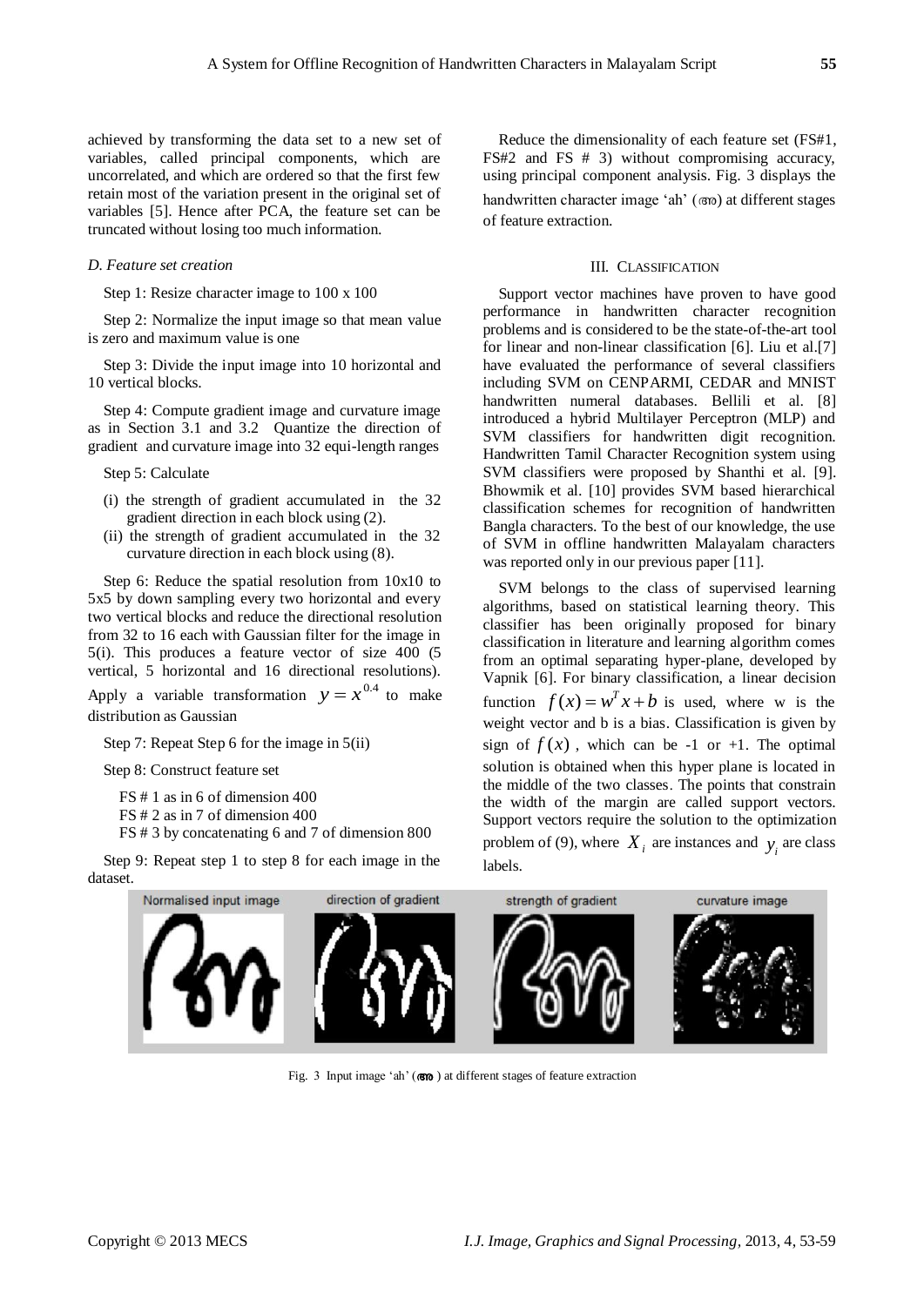achieved by transforming the data set to a new set of variables, called principal components, which are uncorrelated, and which are ordered so that the first few retain most of the variation present in the original set of variables [5]. Hence after PCA, the feature set can be truncated without losing too much information.

*D. Feature set creation*

Step 1: Resize character image to 100 x 100

Step 2: Normalize the input image so that mean value is zero and maximum value is one

Step 3: Divide the input image into 10 horizontal and 10 vertical blocks.

Step 4: Compute gradient image and curvature image as in Section 3.1 and 3.2 Quantize the direction of gradient and curvature image into 32 equi-length ranges

Step 5: Calculate

- (i) the strength of gradient accumulated in the 32 gradient direction in each block using (2).
- (ii) the strength of gradient accumulated in the 32 curvature direction in each block using (8).

Step 6: Reduce the spatial resolution from 10x10 to 5x5 by down sampling every two horizontal and every two vertical blocks and reduce the directional resolution from 32 to 16 each with Gaussian filter for the image in 5(i). This produces a feature vector of size 400 (5 vertical, 5 horizontal and 16 directional resolutions). Apply a variable transformation $y = x^{0.4}$ to make distribution as Gaussian

Step 7: Repeat Step 6 for the image in 5(ii)

Step 8: Construct feature set

FS # 1 as in 6 of dimension 400
FS # 2 as in 7 of dimension 400
FS # 3 by concatenating 6 and 7 of dimension 800

Step 9: Repeat step 1 to step 8 for each image in the dataset.

Reduce the dimensionality of each feature set (FS#1, FS#2 and FS # 3) without compromising accuracy, using principal component analysis. Fig. 3 displays the handwritten character image 'ah' (ആ) at different stages of feature extraction.

## III. CLASSIFICATION

Support vector machines have proven to have good performance in handwritten character recognition problems and is considered to be the state-of-the-art tool for linear and non-linear classification [6]. Liu et al.[7] have evaluated the performance of several classifiers including SVM on CENPARMI, CEDAR and MNIST handwritten numeral databases. Bellili et al. [8] introduced a hybrid Multilayer Perceptron (MLP) and SVM classifiers for handwritten digit recognition. Handwritten Tamil Character Recognition system using SVM classifiers were proposed by Shanthi et al. [9]. Bhowmik et al. [10] provides SVM based hierarchical classification schemes for recognition of handwritten Bangla characters. To the best of our knowledge, the use of SVM in offline handwritten Malayalam characters was reported only in our previous paper [11].

SVM belongs to the class of supervised learning algorithms, based on statistical learning theory. This classifier has been originally proposed for binary classification in literature and learning algorithm comes from an optimal separating hyper-plane, developed by Vapnik [6]. For binary classification, a linear decision function $f(x) = w^T x + b$ is used, where w is the weight vector and b is a bias. Classification is given by sign of $f(x)$, which can be -1 or +1. The optimal solution is obtained when this hyper plane is located in the middle of the two classes. The points that constrain the width of the margin are called support vectors. Support vectors require the solution to the optimization problem of (9), where $X_i$ are instances and $y_i$ are class labels.

Fig. 3 Input image 'ah' (ആ) at different stages of feature extraction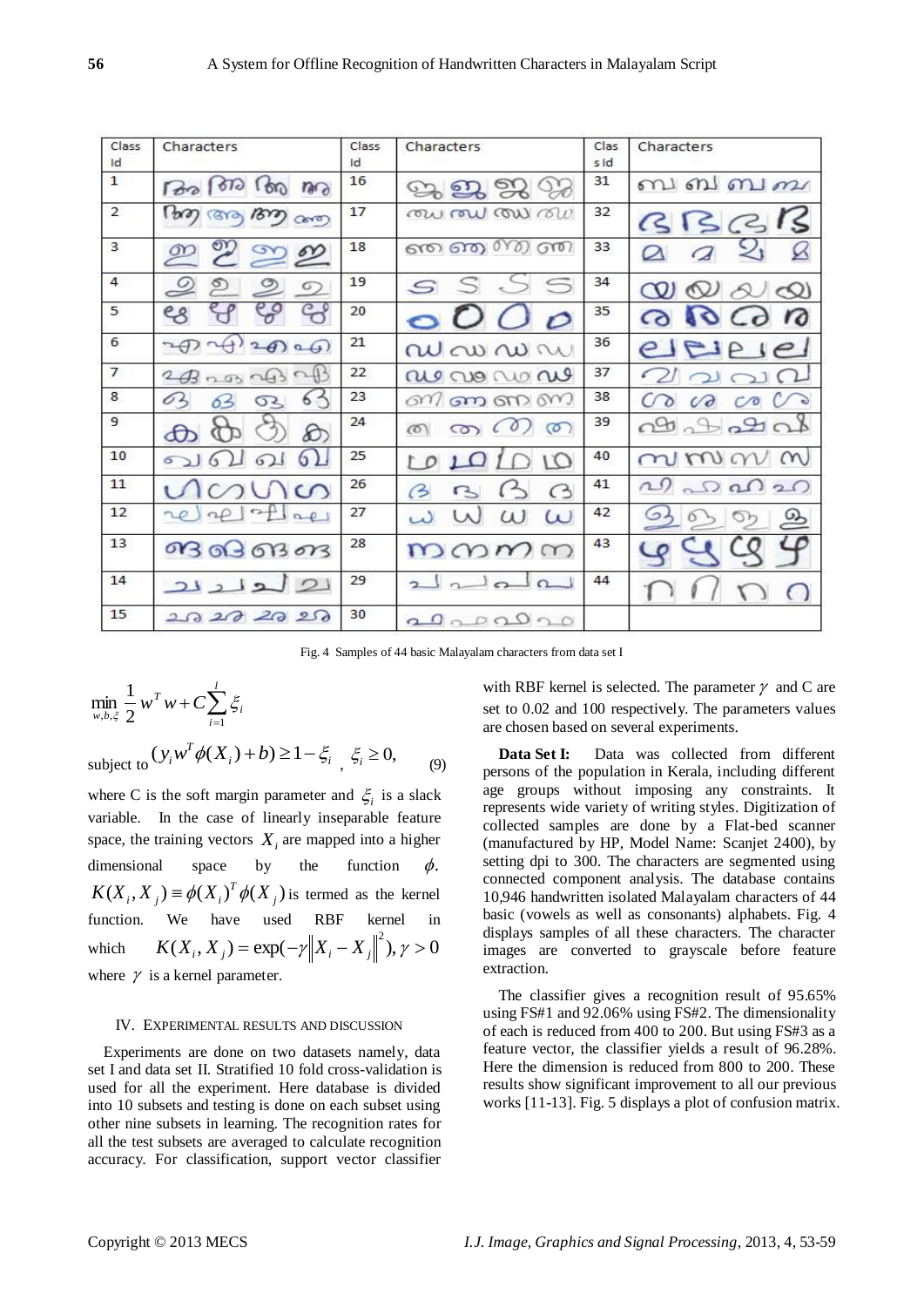| Class Id | Characters | Class Id | Characters | Class Id | Characters |
| --- | --- | --- | --- | --- | --- |
| 1 | | 16 | | 31 | |
| 2 | | 17 | | 32 | |
| 3 | | 18 | | 33 | |
| 4 | | 19 | | 34 | |
| 5 | | 20 | | 35 | |
| 6 | | 21 | | 36 | |
| 7 | | 22 | | 37 | |
| 8 | | 23 | | 38 | |
| 9 | | 24 | | 39 | |
| 10 | | 25 | | 40 | |
| 11 | | 26 | | 41 | |
| 12 | | 27 | | 42 | |
| 13 | | 28 | | 43 | |
| 14 | | 29 | | 44 | |
| 15 | | 30 | | | |

Fig. 4 Samples of 44 basic Malayalam characters from data set I

$$\min_{w,b,\xi} \frac{1}{2} w^T w + C \sum_{i=1}^{l} \xi_i$$

subject to $(y_i w^T \phi(X_i) + b) \geq 1 - \xi_i$ , $\xi_i \geq 0,$ (9)

where C is the soft margin parameter and $\xi_i$ is a slack variable. In the case of linearly inseparable feature space, the training vectors $X_i$ are mapped into a higher dimensional space by the function $\phi$. $K(X_i, X_j) \equiv \phi(X_i)^T \phi(X_j)$ is termed as the kernel function. We have used RBF kernel in which $K(X_i, X_j) = \exp(-\gamma \|X_i - X_j\|^2), \gamma > 0$ where $\gamma$ is a kernel parameter.

## IV. Experimental Results and Discussion

Experiments are done on two datasets namely, data set I and data set II. Stratified 10 fold cross-validation is used for all the experiment. Here database is divided into 10 subsets and testing is done on each subset using other nine subsets in learning. The recognition rates for all the test subsets are averaged to calculate recognition accuracy. For classification, support vector classifier with RBF kernel is selected. The parameter $\gamma$ and C are set to 0.02 and 100 respectively. The parameters values are chosen based on several experiments.

**Data Set I:** Data was collected from different persons of the population in Kerala, including different age groups without imposing any constraints. It represents wide variety of writing styles. Digitization of collected samples are done by a Flat-bed scanner (manufactured by HP, Model Name: Scanjet 2400), by setting dpi to 300. The characters are segmented using connected component analysis. The database contains 10,946 handwritten isolated Malayalam characters of 44 basic (vowels as well as consonants) alphabets. Fig. 4 displays samples of all these characters. The character images are converted to grayscale before feature extraction.

The classifier gives a recognition result of 95.65% using FS#1 and 92.06% using FS#2. The dimensionality of each is reduced from 400 to 200. But using FS#3 as a feature vector, the classifier yields a result of 96.28%. Here the dimension is reduced from 800 to 200. These results show significant improvement to all our previous works [11-13]. Fig. 5 displays a plot of confusion matrix.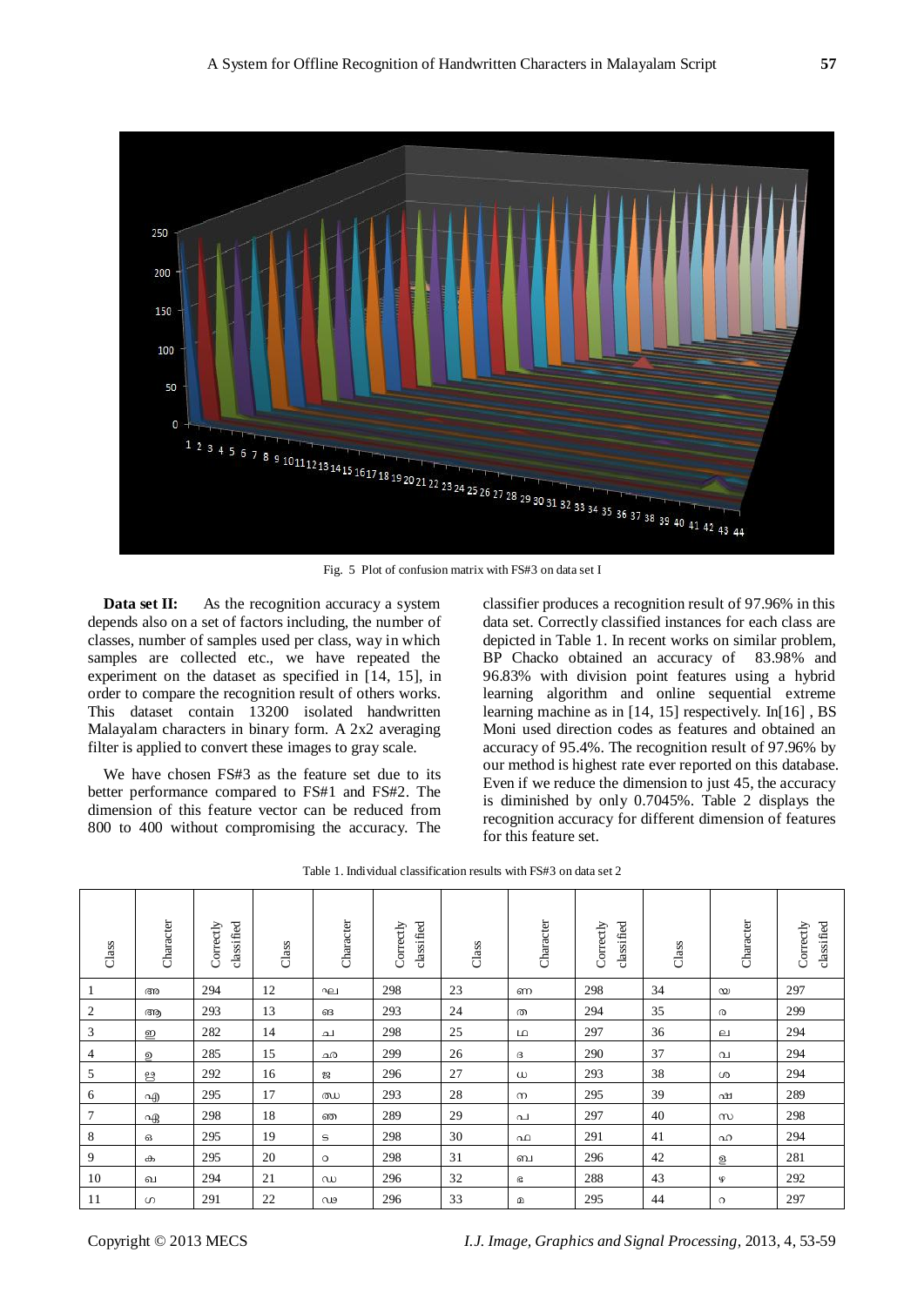Fig. 5 Plot of confusion matrix with FS#3 on data set I

**Data set II:** As the recognition accuracy a system depends also on a set of factors including, the number of classes, number of samples used per class, way in which samples are collected etc., we have repeated the experiment on the dataset as specified in [14, 15], in order to compare the recognition result of others works. This dataset contain 13200 isolated handwritten Malayalam characters in binary form. A 2x2 averaging filter is applied to convert these images to gray scale.

We have chosen FS#3 as the feature set due to its better performance compared to FS#1 and FS#2. The dimension of this feature vector can be reduced from 800 to 400 without compromising the accuracy. The classifier produces a recognition result of 97.96% in this data set. Correctly classified instances for each class are depicted in Table 1. In recent works on similar problem, BP Chacko obtained an accuracy of 83.98% and 96.83% with division point features using a hybrid learning algorithm and online sequential extreme learning machine as in [14, 15] respectively. In[16] , BS Moni used direction codes as features and obtained an accuracy of 95.4%. The recognition result of 97.96% by our method is highest rate ever reported on this database. Even if we reduce the dimension to just 45, the accuracy is diminished by only 0.7045%. Table 2 displays the recognition accuracy for different dimension of features for this feature set.

Table 1. Individual classification results with FS#3 on data set 2

| Class | Character | Correctly classified | Class | Character | Correctly classified | Class | Character | Correctly classified | Class | Character | Correctly classified |
|---|---|---|---|---|---|---|---|---|---|---|---|
| 1 | അ | 294 | 12 | ഘ | 298 | 23 | ണ | 298 | 34 | യ | 297 |
| 2 | ആ | 293 | 13 | ങ | 293 | 24 | ത | 294 | 35 | ര | 299 |
| 3 | ഇ | 282 | 14 | ച | 298 | 25 | ഥ | 297 | 36 | ല | 294 |
| 4 | ഉ | 285 | 15 | ഛ | 299 | 26 | ദ | 290 | 37 | വ | 294 |
| 5 | ഋ | 292 | 16 | ജ | 296 | 27 | ധ | 293 | 38 | ശ | 294 |
| 6 | എ | 295 | 17 | ഝ | 293 | 28 | ന | 295 | 39 | ഷ | 289 |
| 7 | ഏ | 298 | 18 | ഞ | 289 | 29 | പ | 297 | 40 | സ | 298 |
| 8 | ഒ | 295 | 19 | ട | 298 | 30 | ഫ | 291 | 41 | ഹ | 294 |
| 9 | ക | 295 | 20 | ഠ | 298 | 31 | ബ | 296 | 42 | ള | 281 |
| 10 | ഖ | 294 | 21 | ഡ | 296 | 32 | ഭ | 288 | 43 | ഴ | 292 |
| 11 | ഗ | 291 | 22 | ഢ | 296 | 33 | മ | 295 | 44 | റ | 297 |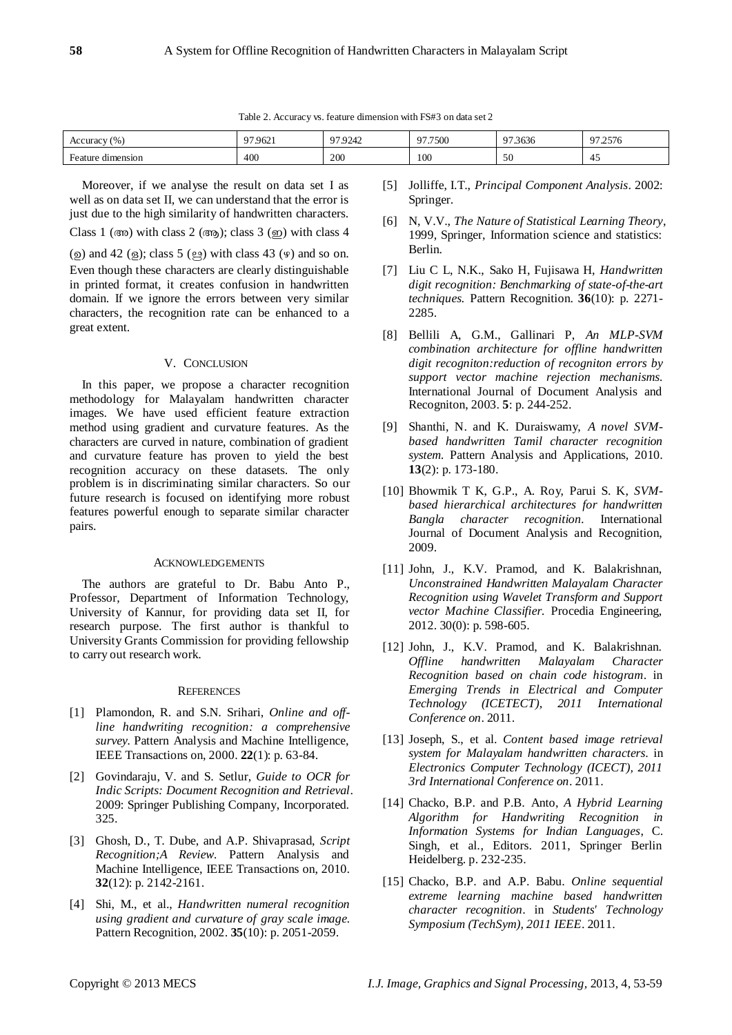Table 2. Accuracy vs. feature dimension with FS#3 on data set 2

| Accuracy (%) | 97.9621 | 97.9242 | 97.7500 | 97.3636 | 97.2576 |
|---|---|---|---|---|---|
| Feature dimension | 400 | 200 | 100 | 50 | 45 |

Moreover, if we analyse the result on data set I as well as on data set II, we can understand that the error is just due to the high similarity of handwritten characters. Class 1 (അ) with class 2 (ആ); class 3 (ഇ) with class 4 (ഉ) and 42 (ള); class 5 (ഉൗ) with class 43 (ഴ) and so on. Even though these characters are clearly distinguishable in printed format, it creates confusion in handwritten domain. If we ignore the errors between very similar characters, the recognition rate can be enhanced to a great extent.

## V. Conclusion

In this paper, we propose a character recognition methodology for Malayalam handwritten character images. We have used efficient feature extraction method using gradient and curvature features. As the characters are curved in nature, combination of gradient and curvature feature has proven to yield the best recognition accuracy on these datasets. The only problem is in discriminating similar characters. So our future research is focused on identifying more robust features powerful enough to separate similar character pairs.

## Acknowledgements

The authors are grateful to Dr. Babu Anto P., Professor, Department of Information Technology, University of Kannur, for providing data set II, for research purpose. The first author is thankful to University Grants Commission for providing fellowship to carry out research work.

## References

[1] Plamondon, R. and S.N. Srihari, *Online and off-line handwriting recognition: a comprehensive survey.* Pattern Analysis and Machine Intelligence, IEEE Transactions on, 2000. **22**(1): p. 63-84.

[2] Govindaraju, V. and S. Setlur, *Guide to OCR for Indic Scripts: Document Recognition and Retrieval*. 2009: Springer Publishing Company, Incorporated. 325.

[3] Ghosh, D., T. Dube, and A.P. Shivaprasad, *Script Recognition;A Review.* Pattern Analysis and Machine Intelligence, IEEE Transactions on, 2010. **32**(12): p. 2142-2161.

[4] Shi, M., et al., *Handwritten numeral recognition using gradient and curvature of gray scale image.* Pattern Recognition, 2002. **35**(10): p. 2051-2059.

[5] Jolliffe, I.T., *Principal Component Analysis*. 2002: Springer.

[6] N, V.V., *The Nature of Statistical Learning Theory*, 1999, Springer, Information science and statistics: Berlin.

[7] Liu C L, N.K., Sako H, Fujisawa H, *Handwritten digit recognition: Benchmarking of state-of-the-art techniques.* Pattern Recognition. **36**(10): p. 2271-2285.

[8] Bellili A, G.M., Gallinari P, *An MLP-SVM combination architecture for offline handwritten digit recogniton:reduction of recogniton errors by support vector machine rejection mechanisms.* International Journal of Document Analysis and Recogniton, 2003. **5**: p. 244-252.

[9] Shanthi, N. and K. Duraiswamy, *A novel SVM-based handwritten Tamil character recognition system.* Pattern Analysis and Applications, 2010. **13**(2): p. 173-180.

[10] Bhowmik T K, G.P., A. Roy, Parui S. K, *SVM-based hierarchical architectures for handwritten Bangla character recognition*. International Journal of Document Analysis and Recognition, 2009.

[11] John, J., K.V. Pramod, and K. Balakrishnan, *Unconstrained Handwritten Malayalam Character Recognition using Wavelet Transform and Support vector Machine Classifier.* Procedia Engineering, 2012. 30(0): p. 598-605.

[12] John, J., K.V. Pramod, and K. Balakrishnan. *Offline handwritten Malayalam Character Recognition based on chain code histogram*. in *Emerging Trends in Electrical and Computer Technology (ICETECT), 2011 International Conference on*. 2011.

[13] Joseph, S., et al. *Content based image retrieval system for Malayalam handwritten characters.* in *Electronics Computer Technology (ICECT), 2011 3rd International Conference on*. 2011.

[14] Chacko, B.P. and P.B. Anto, *A Hybrid Learning Algorithm for Handwriting Recognition in Information Systems for Indian Languages*, C. Singh, et al., Editors. 2011, Springer Berlin Heidelberg. p. 232-235.

[15] Chacko, B.P. and A.P. Babu. *Online sequential extreme learning machine based handwritten character recognition*. in *Students' Technology Symposium (TechSym), 2011 IEEE*. 2011.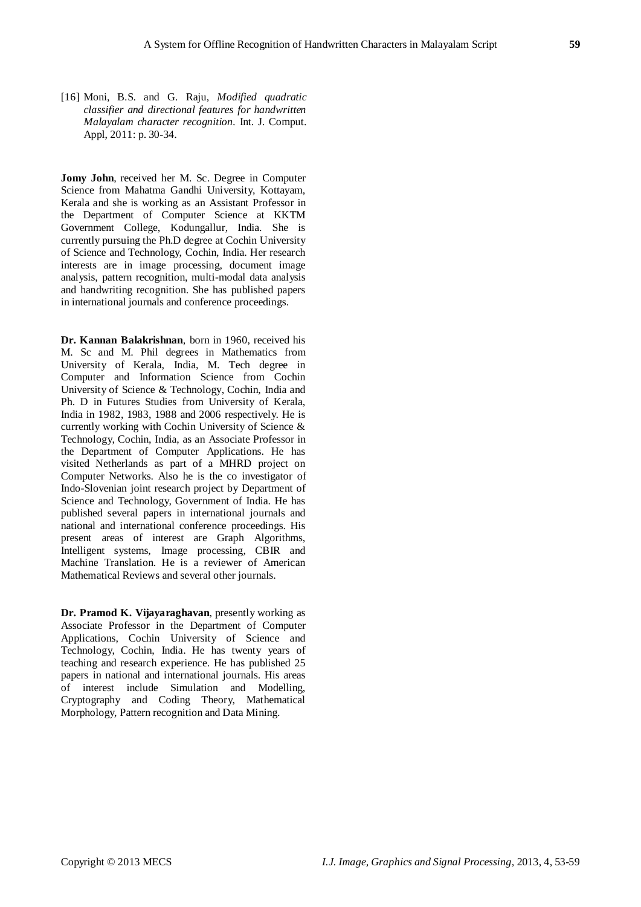[16] Moni, B.S. and G. Raju, *Modified quadratic classifier and directional features for handwritten Malayalam character recognition*. Int. J. Comput. Appl, 2011: p. 30-34.

**Jomy John**, received her M. Sc. Degree in Computer Science from Mahatma Gandhi University, Kottayam, Kerala and she is working as an Assistant Professor in the Department of Computer Science at KKTM Government College, Kodungallur, India. She is currently pursuing the Ph.D degree at Cochin University of Science and Technology, Cochin, India. Her research interests are in image processing, document image analysis, pattern recognition, multi-modal data analysis and handwriting recognition. She has published papers in international journals and conference proceedings.

**Dr. Kannan Balakrishnan**, born in 1960, received his M. Sc and M. Phil degrees in Mathematics from University of Kerala, India, M. Tech degree in Computer and Information Science from Cochin University of Science & Technology, Cochin, India and Ph. D in Futures Studies from University of Kerala, India in 1982, 1983, 1988 and 2006 respectively. He is currently working with Cochin University of Science & Technology, Cochin, India, as an Associate Professor in the Department of Computer Applications. He has visited Netherlands as part of a MHRD project on Computer Networks. Also he is the co investigator of Indo-Slovenian joint research project by Department of Science and Technology, Government of India. He has published several papers in international journals and national and international conference proceedings. His present areas of interest are Graph Algorithms, Intelligent systems, Image processing, CBIR and Machine Translation. He is a reviewer of American Mathematical Reviews and several other journals.

**Dr. Pramod K. Vijayaraghavan**, presently working as Associate Professor in the Department of Computer Applications, Cochin University of Science and Technology, Cochin, India. He has twenty years of teaching and research experience. He has published 25 papers in national and international journals. His areas of interest include Simulation and Modelling, Cryptography and Coding Theory, Mathematical Morphology, Pattern recognition and Data Mining.